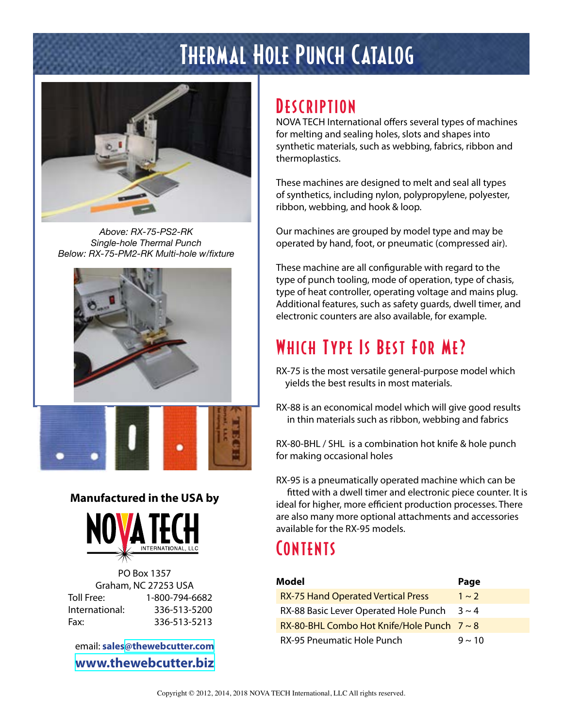# Thermal Hole Punch Catalog

*Above: RX-75-PS2-RK*
*Single-hole Thermal Punch*
*Below: RX-75-PM2-RK Multi-hole w/fixture*

**Manufactured in the USA by**

NOVA TECH INTERNATIONAL, LLC

PO Box 1357
Graham, NC 27253 USA

Toll Free: 1-800-794-6682
International: 336-513-5200
Fax: 336-513-5213

email: **sales@thewebcutter.com**

**www.thewebcutter.biz**

## Description

NOVA TECH International offers several types of machines for melting and sealing holes, slots and shapes into synthetic materials, such as webbing, fabrics, ribbon and thermoplastics.

These machines are designed to melt and seal all types of synthetics, including nylon, polypropylene, polyester, ribbon, webbing, and hook & loop.

Our machines are grouped by model type and may be operated by hand, foot, or pneumatic (compressed air).

These machine are all configurable with regard to the type of punch tooling, mode of operation, type of chasis, type of heat controller, operating voltage and mains plug. Additional features, such as safety guards, dwell timer, and electronic counters are also available, for example.

## Which Type Is Best For Me?

RX-75 is the most versatile general-purpose model which yields the best results in most materials.

RX-88 is an economical model which will give good results in thin materials such as ribbon, webbing and fabrics

RX-80-BHL / SHL is a combination hot knife & hole punch for making occasional holes

RX-95 is a pneumatically operated machine which can be fitted with a dwell timer and electronic piece counter. It is ideal for higher, more efficient production processes. There are also many more optional attachments and accessories available for the RX-95 models.

## Contents

| Model | Page |
|---|---|
| RX-75 Hand Operated Vertical Press | 1 ~ 2 |
| RX-88 Basic Lever Operated Hole Punch | 3 ~ 4 |
| RX-80-BHL Combo Hot Knife/Hole Punch | 7 ~ 8 |
| RX-95 Pneumatic Hole Punch | 9 ~ 10 |

Copyright © 2012, 2014, 2018 NOVA TECH International, LLC All rights reserved.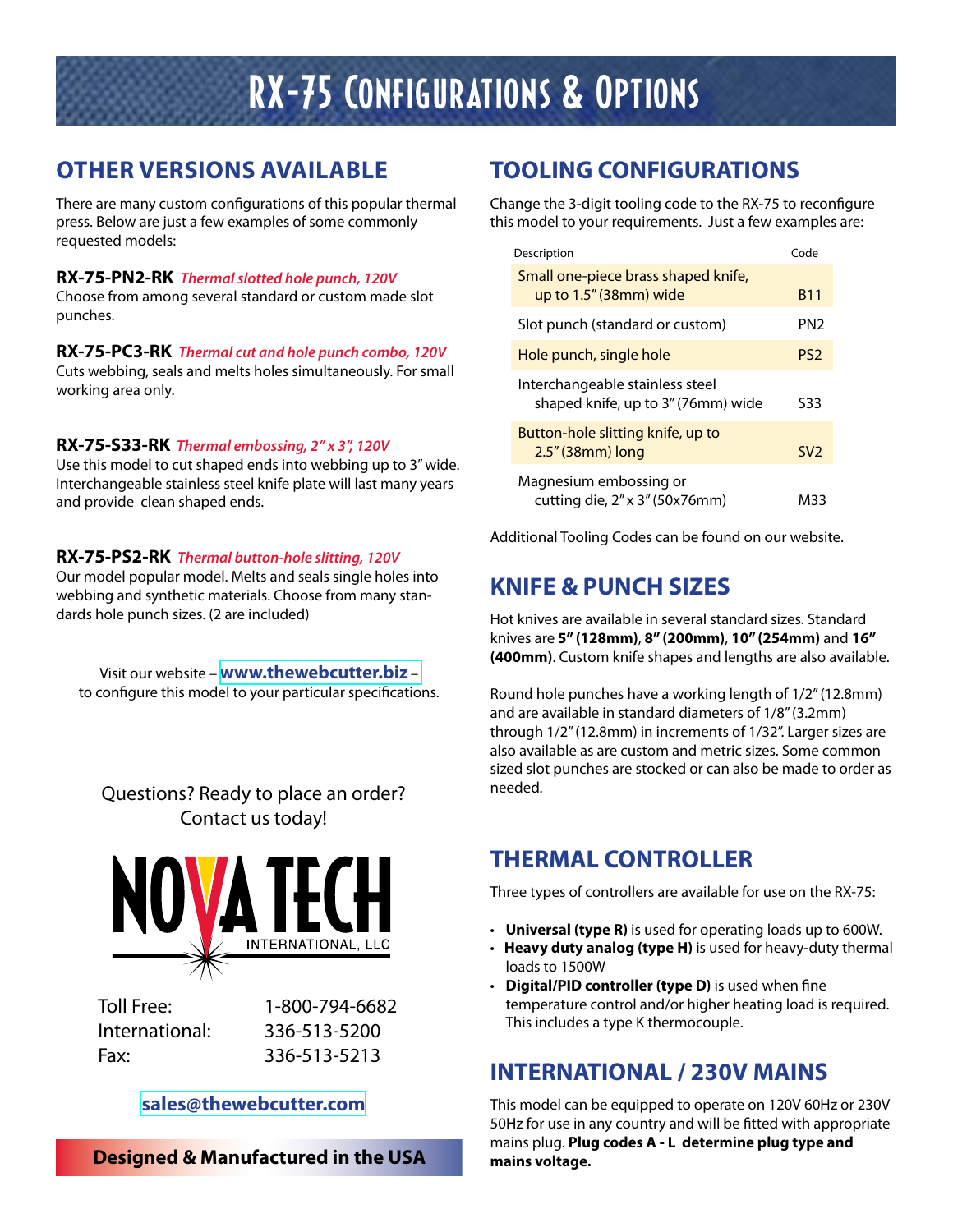# RX-75 Configurations & Options

## OTHER VERSIONS AVAILABLE

There are many custom configurations of this popular thermal press. Below are just a few examples of some commonly requested models:

**RX-75-PN2-RK** *Thermal slotted hole punch, 120V*
Choose from among several standard or custom made slot punches.

**RX-75-PC3-RK** *Thermal cut and hole punch combo, 120V*
Cuts webbing, seals and melts holes simultaneously. For small working area only.

**RX-75-S33-RK** *Thermal embossing, 2" x 3", 120V*
Use this model to cut shaped ends into webbing up to 3" wide. Interchangeable stainless steel knife plate will last many years and provide clean shaped ends.

**RX-75-PS2-RK** *Thermal button-hole slitting, 120V*
Our model popular model. Melts and seals single holes into webbing and synthetic materials. Choose from many standards hole punch sizes. (2 are included)

Visit our website – **www.thewebcutter.biz** – to configure this model to your particular specifications.

Questions? Ready to place an order? Contact us today!

NOVA TECH INTERNATIONAL, LLC

Toll Free: 1-800-794-6682
International: 336-513-5200
Fax: 336-513-5213

**sales@thewebcutter.com**

**Designed & Manufactured in the USA**

## TOOLING CONFIGURATIONS

Change the 3-digit tooling code to the RX-75 to reconfigure this model to your requirements. Just a few examples are:

| Description | Code |
|---|---|
| Small one-piece brass shaped knife, up to 1.5" (38mm) wide | B11 |
| Slot punch (standard or custom) | PN2 |
| Hole punch, single hole | PS2 |
| Interchangeable stainless steel shaped knife, up to 3" (76mm) wide | S33 |
| Button-hole slitting knife, up to 2.5" (38mm) long | SV2 |
| Magnesium embossing or cutting die, 2" x 3" (50x76mm) | M33 |

Additional Tooling Codes can be found on our website.

## KNIFE & PUNCH SIZES

Hot knives are available in several standard sizes. Standard knives are **5" (128mm)**, **8" (200mm)**, **10" (254mm)** and **16" (400mm)**. Custom knife shapes and lengths are also available.

Round hole punches have a working length of 1/2" (12.8mm) and are available in standard diameters of 1/8" (3.2mm) through 1/2" (12.8mm) in increments of 1/32". Larger sizes are also available as are custom and metric sizes. Some common sized slot punches are stocked or can also be made to order as needed.

## THERMAL CONTROLLER

Three types of controllers are available for use on the RX-75:

- **Universal (type R)** is used for operating loads up to 600W.
- **Heavy duty analog (type H)** is used for heavy-duty thermal loads to 1500W
- **Digital/PID controller (type D)** is used when fine temperature control and/or higher heating load is required. This includes a type K thermocouple.

## INTERNATIONAL / 230V MAINS

This model can be equipped to operate on 120V 60Hz or 230V 50Hz for use in any country and will be fitted with appropriate mains plug. **Plug codes A - L determine plug type and mains voltage.**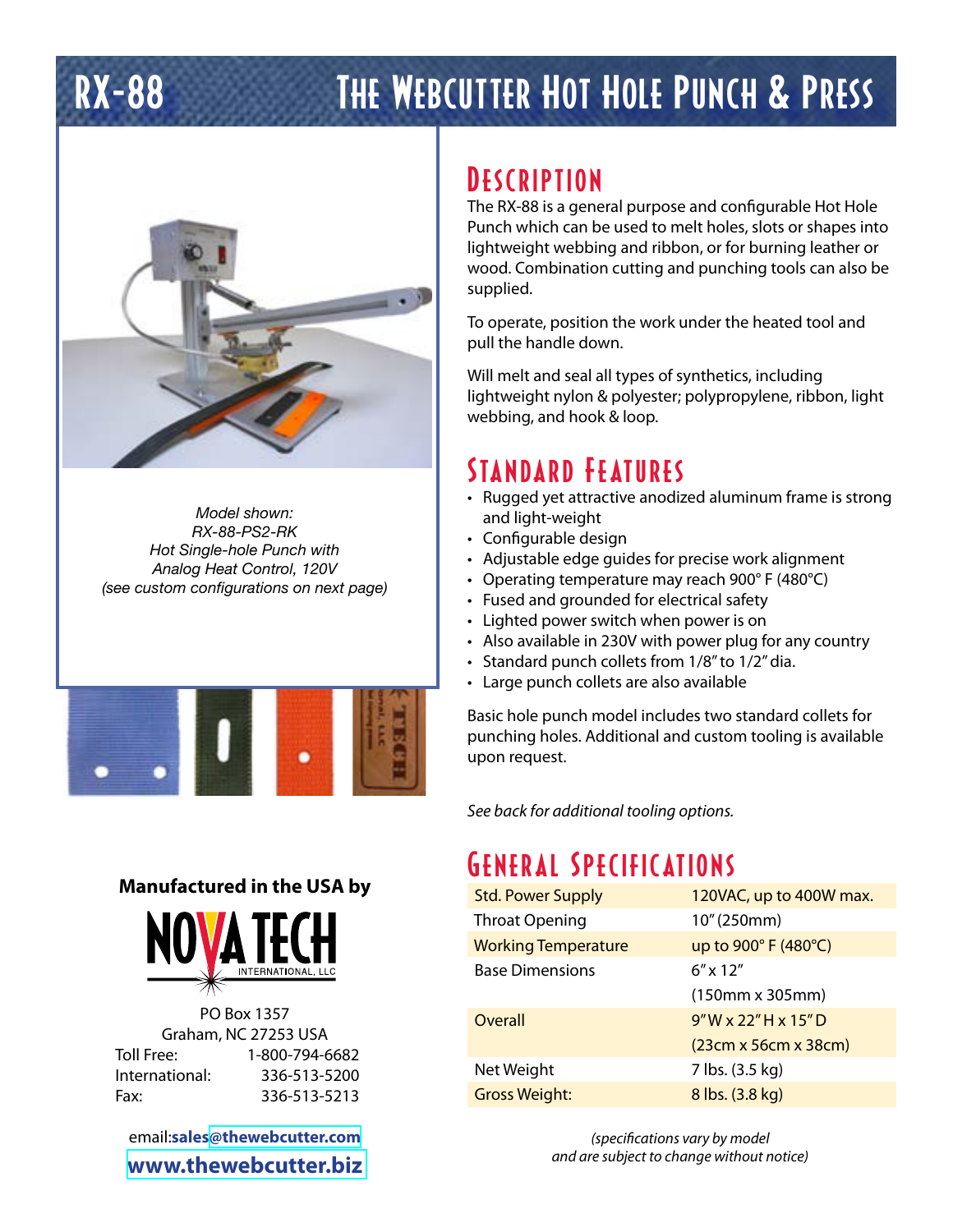# RX-88 The Webcutter Hot Hole Punch & Press

*Model shown:*
*RX-88-PS2-RK*
*Hot Single-hole Punch with*
*Analog Heat Control, 120V*
*(see custom configurations on next page)*

## Description

The RX-88 is a general purpose and configurable Hot Hole Punch which can be used to melt holes, slots or shapes into lightweight webbing and ribbon, or for burning leather or wood. Combination cutting and punching tools can also be supplied.

To operate, position the work under the heated tool and pull the handle down.

Will melt and seal all types of synthetics, including lightweight nylon & polyester; polypropylene, ribbon, light webbing, and hook & loop.

## Standard Features

- Rugged yet attractive anodized aluminum frame is strong and light-weight
- Configurable design
- Adjustable edge guides for precise work alignment
- Operating temperature may reach 900° F (480°C)
- Fused and grounded for electrical safety
- Lighted power switch when power is on
- Also available in 230V with power plug for any country
- Standard punch collets from 1/8" to 1/2" dia.
- Large punch collets are also available

Basic hole punch model includes two standard collets for punching holes. Additional and custom tooling is available upon request.

*See back for additional tooling options.*

## General Specifications

| | |
|---|---|
| Std. Power Supply | 120VAC, up to 400W max. |
| Throat Opening | 10" (250mm) |
| Working Temperature | up to 900° F (480°C) |
| Base Dimensions | 6" x 12" (150mm x 305mm) |
| Overall | 9" W x 22" H x 15" D (23cm x 56cm x 38cm) |
| Net Weight | 7 lbs. (3.5 kg) |
| Gross Weight: | 8 lbs. (3.8 kg) |

*(specifications vary by model and are subject to change without notice)*

**Manufactured in the USA by**

NOVA TECH INTERNATIONAL, LLC

PO Box 1357
Graham, NC 27253 USA

Toll Free: 1-800-794-6682
International: 336-513-5200
Fax: 336-513-5213

email: **sales@thewebcutter.com**

**www.thewebcutter.biz**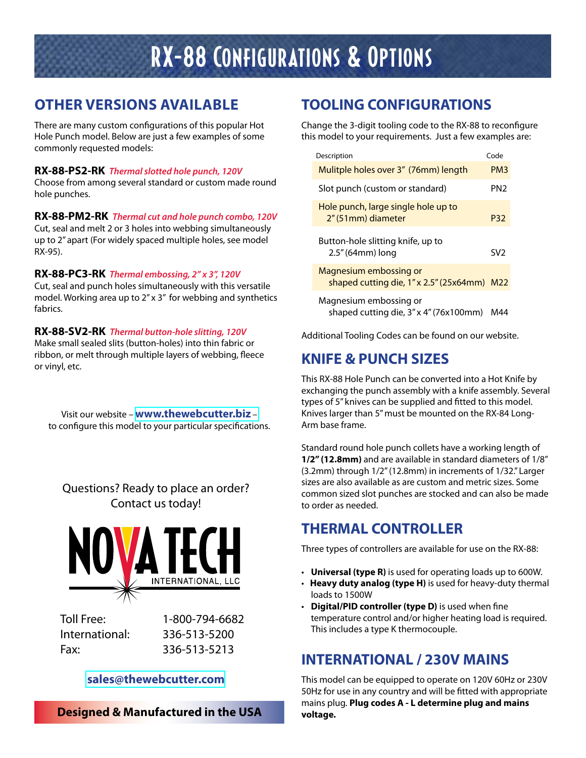# RX-88 Configurations & Options

## OTHER VERSIONS AVAILABLE

There are many custom configurations of this popular Hot Hole Punch model. Below are just a few examples of some commonly requested models:

**RX-88-PS2-RK** *Thermal slotted hole punch, 120V*
Choose from among several standard or custom made round hole punches.

**RX-88-PM2-RK** *Thermal cut and hole punch combo, 120V*
Cut, seal and melt 2 or 3 holes into webbing simultaneously up to 2" apart (For widely spaced multiple holes, see model RX-95).

**RX-88-PC3-RK** *Thermal embossing, 2" x 3", 120V*
Cut, seal and punch holes simultaneously with this versatile model. Working area up to 2" x 3" for webbing and synthetics fabrics.

**RX-88-SV2-RK** *Thermal button-hole slitting, 120V*
Make small sealed slits (button-holes) into thin fabric or ribbon, or melt through multiple layers of webbing, fleece or vinyl, etc.

Visit our website – **www.thewebcutter.biz** – to configure this model to your particular specifications.

Questions? Ready to place an order?
Contact us today!

NOVA TECH INTERNATIONAL, LLC

| | |
|---|---|
| Toll Free: | 1-800-794-6682 |
| International: | 336-513-5200 |
| Fax: | 336-513-5213 |

**sales@thewebcutter.com**

**Designed & Manufactured in the USA**

## TOOLING CONFIGURATIONS

Change the 3-digit tooling code to the RX-88 to reconfigure this model to your requirements. Just a few examples are:

| Description | Code |
|---|---|
| Mulitple holes over 3" (76mm) length | PM3 |
| Slot punch (custom or standard) | PN2 |
| Hole punch, large single hole up to 2" (51mm) diameter | P32 |
| Button-hole slitting knife, up to 2.5" (64mm) long | SV2 |
| Magnesium embossing or shaped cutting die, 1" x 2.5" (25x64mm) | M22 |
| Magnesium embossing or shaped cutting die, 3" x 4" (76x100mm) | M44 |

Additional Tooling Codes can be found on our website.

## KNIFE & PUNCH SIZES

This RX-88 Hole Punch can be converted into a Hot Knife by exchanging the punch assembly with a knife assembly. Several types of 5" knives can be supplied and fitted to this model. Knives larger than 5" must be mounted on the RX-84 Long-Arm base frame.

Standard round hole punch collets have a working length of **1/2" (12.8mm)** and are available in standard diameters of 1/8" (3.2mm) through 1/2" (12.8mm) in increments of 1/32." Larger sizes are also available as are custom and metric sizes. Some common sized slot punches are stocked and can also be made to order as needed.

## THERMAL CONTROLLER

Three types of controllers are available for use on the RX-88:

- **Universal (type R)** is used for operating loads up to 600W.
- **Heavy duty analog (type H)** is used for heavy-duty thermal loads to 1500W
- **Digital/PID controller (type D)** is used when fine temperature control and/or higher heating load is required. This includes a type K thermocouple.

## INTERNATIONAL / 230V MAINS

This model can be equipped to operate on 120V 60Hz or 230V 50Hz for use in any country and will be fitted with appropriate mains plug. **Plug codes A - L determine plug and mains voltage.**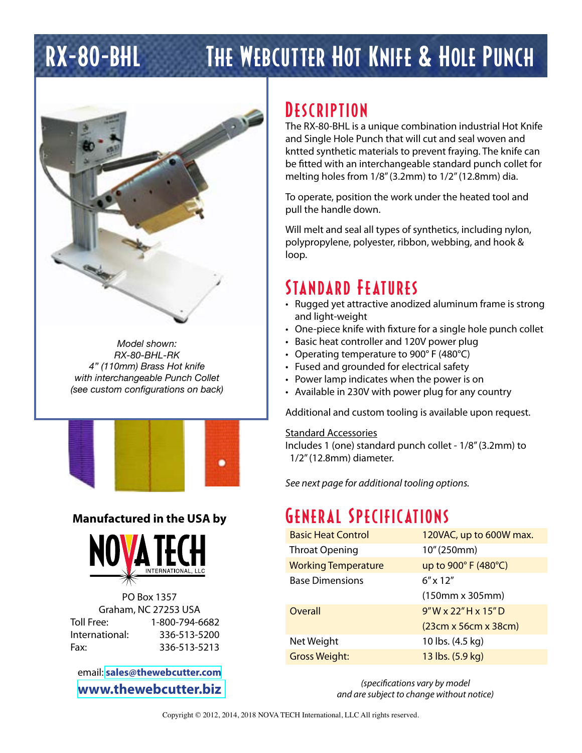# RX-80-BHL The Webcutter Hot Knife & Hole Punch

*Model shown:*
*RX-80-BHL-RK*
*4" (110mm) Brass Hot knife*
*with interchangeable Punch Collet*
*(see custom configurations on back)*

## Description

The RX-80-BHL is a unique combination industrial Hot Knife and Single Hole Punch that will cut and seal woven and kntted synthetic materials to prevent fraying. The knife can be fitted with an interchangeable standard punch collet for melting holes from 1/8" (3.2mm) to 1/2" (12.8mm) dia.

To operate, position the work under the heated tool and pull the handle down.

Will melt and seal all types of synthetics, including nylon, polypropylene, polyester, ribbon, webbing, and hook & loop.

## Standard Features

- Rugged yet attractive anodized aluminum frame is strong and light-weight
- One-piece knife with fixture for a single hole punch collet
- Basic heat controller and 120V power plug
- Operating temperature to 900° F (480°C)
- Fused and grounded for electrical safety
- Power lamp indicates when the power is on
- Available in 230V with power plug for any country

Additional and custom tooling is available upon request.

Standard Accessories
Includes 1 (one) standard punch collet - 1/8" (3.2mm) to 1/2" (12.8mm) diameter.

*See next page for additional tooling options.*

## General Specifications

| | |
|---|---|
| Basic Heat Control | 120VAC, up to 600W max. |
| Throat Opening | 10" (250mm) |
| Working Temperature | up to 900° F (480°C) |
| Base Dimensions | 6" x 12" (150mm x 305mm) |
| Overall | 9" W x 22" H x 15" D (23cm x 56cm x 38cm) |
| Net Weight | 10 lbs. (4.5 kg) |
| Gross Weight: | 13 lbs. (5.9 kg) |

*(specifications vary by model and are subject to change without notice)*

**Manufactured in the USA by**

NOVA TECH INTERNATIONAL, LLC

PO Box 1357
Graham, NC 27253 USA
Toll Free: 1-800-794-6682
International: 336-513-5200
Fax: 336-513-5213

email: **sales@thewebcutter.com**
**www.thewebcutter.biz**

Copyright © 2012, 2014, 2018 NOVA TECH International, LLC All rights reserved.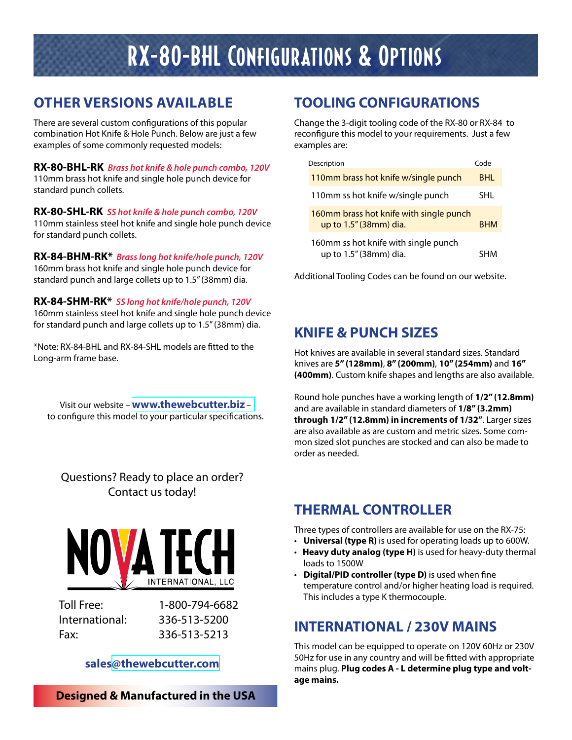# RX-80-BHL Configurations & Options

## OTHER VERSIONS AVAILABLE

There are several custom configurations of this popular combination Hot Knife & Hole Punch. Below are just a few examples of some commonly requested models:

**RX-80-BHL-RK** *Brass hot knife & hole punch combo, 120V*
110mm brass hot knife and single hole punch device for standard punch collets.

**RX-80-SHL-RK** *SS hot knife & hole punch combo, 120V*
110mm stainless steel hot knife and single hole punch device for standard punch collets.

**RX-84-BHM-RK*** *Brass long hot knife/hole punch, 120V*
160mm brass hot knife and single hole punch device for standard punch and large collets up to 1.5" (38mm) dia.

**RX-84-SHM-RK*** *SS long hot knife/hole punch, 120V*
160mm stainless steel hot knife and single hole punch device for standard punch and large collets up to 1.5" (38mm) dia.

*Note: RX-84-BHL and RX-84-SHL models are fitted to the Long-arm frame base.

Visit our website – **www.thewebcutter.biz** – to configure this model to your particular specifications.

Questions? Ready to place an order?
Contact us today!

NOVA TECH INTERNATIONAL, LLC

| | |
|---|---|
| Toll Free: | 1-800-794-6682 |
| International: | 336-513-5200 |
| Fax: | 336-513-5213 |

**sales@thewebcutter.com**

**Designed & Manufactured in the USA**

## TOOLING CONFIGURATIONS

Change the 3-digit tooling code of the RX-80 or RX-84 to reconfigure this model to your requirements. Just a few examples are:

| Description | Code |
|---|---|
| 110mm brass hot knife w/single punch | BHL |
| 110mm ss hot knife w/single punch | SHL |
| 160mm brass hot knife with single punch up to 1.5" (38mm) dia. | BHM |
| 160mm ss hot knife with single punch up to 1.5" (38mm) dia. | SHM |

Additional Tooling Codes can be found on our website.

## KNIFE & PUNCH SIZES

Hot knives are available in several standard sizes. Standard knives are **5" (128mm)**, **8" (200mm)**, **10" (254mm)** and **16" (400mm)**. Custom knife shapes and lengths are also available.

Round hole punches have a working length of **1/2" (12.8mm)** and are available in standard diameters of **1/8" (3.2mm) through 1/2" (12.8mm) in increments of 1/32"**. Larger sizes are also available as are custom and metric sizes. Some common sized slot punches are stocked and can also be made to order as needed.

## THERMAL CONTROLLER

Three types of controllers are available for use on the RX-75:

- **Universal (type R)** is used for operating loads up to 600W.
- **Heavy duty analog (type H)** is used for heavy-duty thermal loads to 1500W
- **Digital/PID controller (type D)** is used when fine temperature control and/or higher heating load is required. This includes a type K thermocouple.

## INTERNATIONAL / 230V MAINS

This model can be equipped to operate on 120V 60Hz or 230V 50Hz for use in any country and will be fitted with appropriate mains plug. **Plug codes A - L determine plug type and voltage mains.**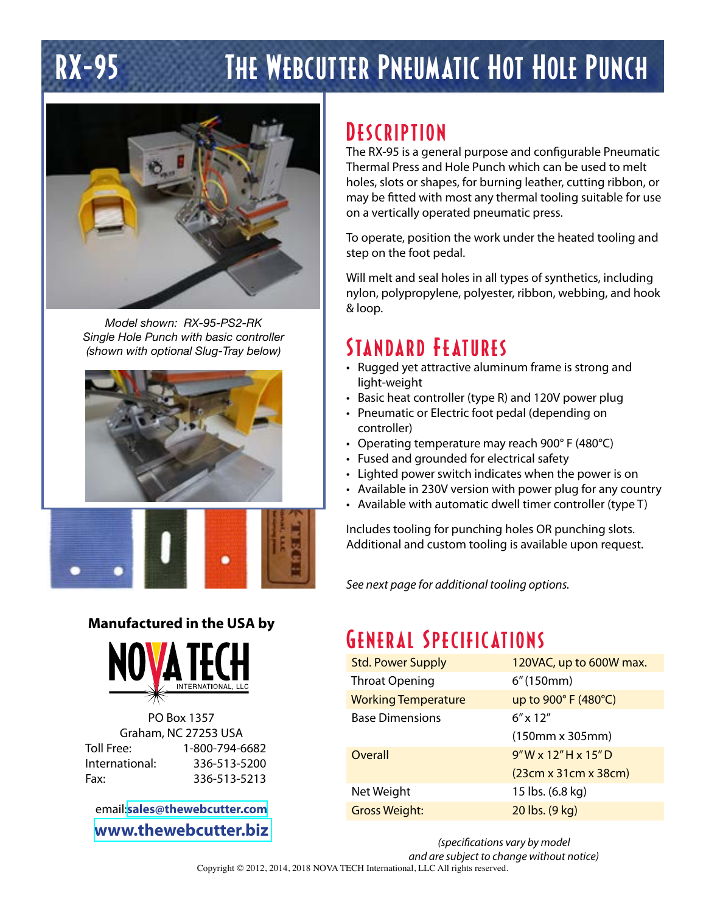# RX-95 The Webcutter Pneumatic Hot Hole Punch

*Model shown: RX-95-PS2-RK*
*Single Hole Punch with basic controller*
*(shown with optional Slug-Tray below)*

## Description

The RX-95 is a general purpose and configurable Pneumatic Thermal Press and Hole Punch which can be used to melt holes, slots or shapes, for burning leather, cutting ribbon, or may be fitted with most any thermal tooling suitable for use on a vertically operated pneumatic press.

To operate, position the work under the heated tooling and step on the foot pedal.

Will melt and seal holes in all types of synthetics, including nylon, polypropylene, polyester, ribbon, webbing, and hook & loop.

## Standard Features

- Rugged yet attractive aluminum frame is strong and light-weight
- Basic heat controller (type R) and 120V power plug
- Pneumatic or Electric foot pedal (depending on controller)
- Operating temperature may reach 900° F (480°C)
- Fused and grounded for electrical safety
- Lighted power switch indicates when the power is on
- Available in 230V version with power plug for any country
- Available with automatic dwell timer controller (type T)

Includes tooling for punching holes OR punching slots. Additional and custom tooling is available upon request.

*See next page for additional tooling options.*

## General Specifications

| | |
|---|---|
| Std. Power Supply | 120VAC, up to 600W max. |
| Throat Opening | 6" (150mm) |
| Working Temperature | up to 900° F (480°C) |
| Base Dimensions | 6" x 12" (150mm x 305mm) |
| Overall | 9" W x 12" H x 15" D (23cm x 31cm x 38cm) |
| Net Weight | 15 lbs. (6.8 kg) |
| Gross Weight: | 20 lbs. (9 kg) |

*(specifications vary by model and are subject to change without notice)*

**Manufactured in the USA by**

NOVA TECH INTERNATIONAL, LLC

PO Box 1357
Graham, NC 27253 USA

Toll Free: 1-800-794-6682
International: 336-513-5200
Fax: 336-513-5213

email: **sales@thewebcutter.com**

**www.thewebcutter.biz**

Copyright © 2012, 2014, 2018 NOVA TECH International, LLC All rights reserved.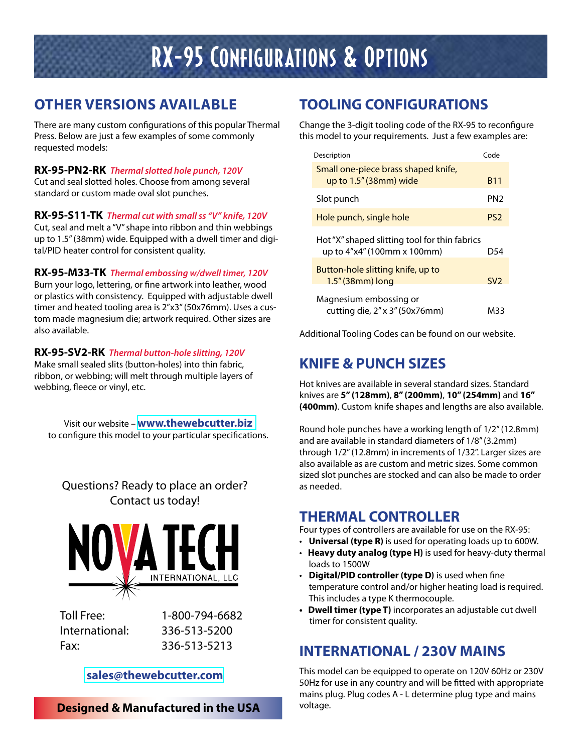# RX-95 Configurations & Options

## OTHER VERSIONS AVAILABLE

There are many custom configurations of this popular Thermal Press. Below are just a few examples of some commonly requested models:

**RX-95-PN2-RK** *Thermal slotted hole punch, 120V*
Cut and seal slotted holes. Choose from among several standard or custom made oval slot punches.

**RX-95-S11-TK** *Thermal cut with small ss "V" knife, 120V*
Cut, seal and melt a "V" shape into ribbon and thin webbings up to 1.5" (38mm) wide. Equipped with a dwell timer and digital/PID heater control for consistent quality.

**RX-95-M33-TK** *Thermal embossing w/dwell timer, 120V*
Burn your logo, lettering, or fine artwork into leather, wood or plastics with consistency. Equipped with adjustable dwell timer and heated tooling area is 2"x3" (50x76mm). Uses a custom made magnesium die; artwork required. Other sizes are also available.

**RX-95-SV2-RK** *Thermal button-hole slitting, 120V*
Make small sealed slits (button-holes) into thin fabric, ribbon, or webbing; will melt through multiple layers of webbing, fleece or vinyl, etc.

Visit our website – **www.thewebcutter.biz**
to configure this model to your particular specifications.

Questions? Ready to place an order?
Contact us today!

NOVA TECH INTERNATIONAL, LLC

| | |
|---|---|
| Toll Free: | 1-800-794-6682 |
| International: | 336-513-5200 |
| Fax: | 336-513-5213 |

**sales@thewebcutter.com**

**Designed & Manufactured in the USA**

## TOOLING CONFIGURATIONS

Change the 3-digit tooling code of the RX-95 to reconfigure this model to your requirements. Just a few examples are:

| Description | Code |
|---|---|
| Small one-piece brass shaped knife, up to 1.5" (38mm) wide | B11 |
| Slot punch | PN2 |
| Hole punch, single hole | PS2 |
| Hot "X" shaped slitting tool for thin fabrics up to 4"x4" (100mm x 100mm) | D54 |
| Button-hole slitting knife, up to 1.5" (38mm) long | SV2 |
| Magnesium embossing or cutting die, 2" x 3" (50x76mm) | M33 |

Additional Tooling Codes can be found on our website.

## KNIFE & PUNCH SIZES

Hot knives are available in several standard sizes. Standard knives are **5" (128mm)**, **8" (200mm)**, **10" (254mm)** and **16" (400mm)**. Custom knife shapes and lengths are also available.

Round hole punches have a working length of 1/2" (12.8mm) and are available in standard diameters of 1/8" (3.2mm) through 1/2" (12.8mm) in increments of 1/32". Larger sizes are also available as are custom and metric sizes. Some common sized slot punches are stocked and can also be made to order as needed.

## THERMAL CONTROLLER

Four types of controllers are available for use on the RX-95:

- **Universal (type R)** is used for operating loads up to 600W.
- **Heavy duty analog (type H)** is used for heavy-duty thermal loads to 1500W
- **Digital/PID controller (type D)** is used when fine temperature control and/or higher heating load is required. This includes a type K thermocouple.
- **Dwell timer (type T)** incorporates an adjustable cut dwell timer for consistent quality.

## INTERNATIONAL / 230V MAINS

This model can be equipped to operate on 120V 60Hz or 230V 50Hz for use in any country and will be fitted with appropriate mains plug. Plug codes A - L determine plug type and mains voltage.